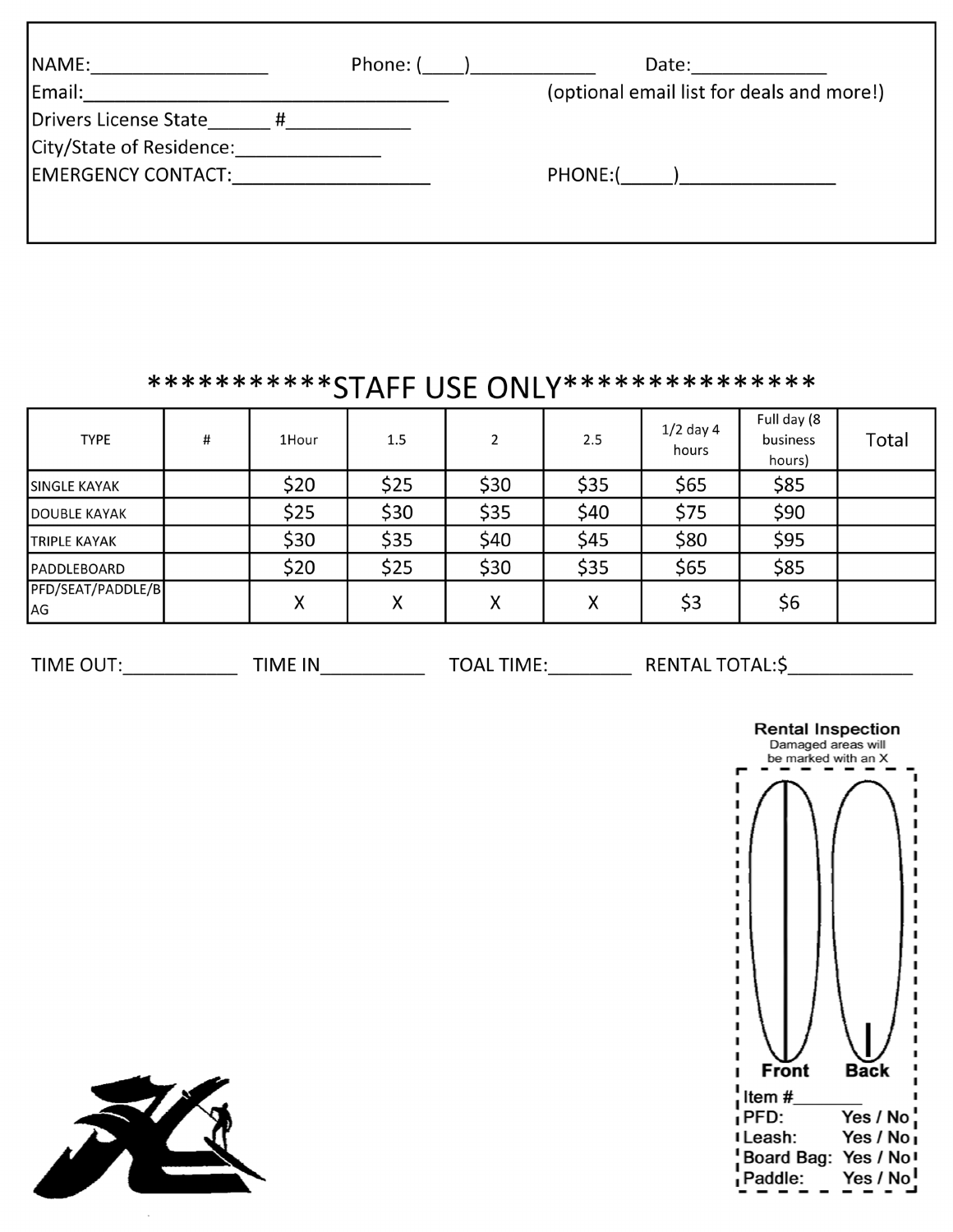NAME:_________________ Phone: (____)____________ Date:_____________

Email:___________________________________ (optional email list for deals and more!)

Drivers License State______ #____________

City/State of Residence:______________

EMERGENCY CONTACT:___________________ PHONE:(_____)_______________

## ***********STAFF USE ONLY***************

| TYPE | # | 1Hour | 1.5 | 2 | 2.5 | 1/2 day 4 hours | Full day (8 business hours) | Total |
|---|---|---|---|---|---|---|---|---|
| SINGLE KAYAK | | $20 | $25 | $30 | $35 | $65 | $85 | |
| DOUBLE KAYAK | | $25 | $30 | $35 | $40 | $75 | $90 | |
| TRIPLE KAYAK | | $30 | $35 | $40 | $45 | $80 | $95 | |
| PADDLEBOARD | | $20 | $25 | $30 | $35 | $65 | $85 | |
| PFD/SEAT/PADDLE/BAG | | X | X | X | X | $3 | $6 | |

TIME OUT:___________ TIME IN__________ TOAL TIME:________ RENTAL TOTAL:$____________

**Rental Inspection**

Damaged areas will be marked with an X

Front Back

Item #________

PFD: Yes / No

Leash: Yes / No

Board Bag: Yes / No

Paddle: Yes / No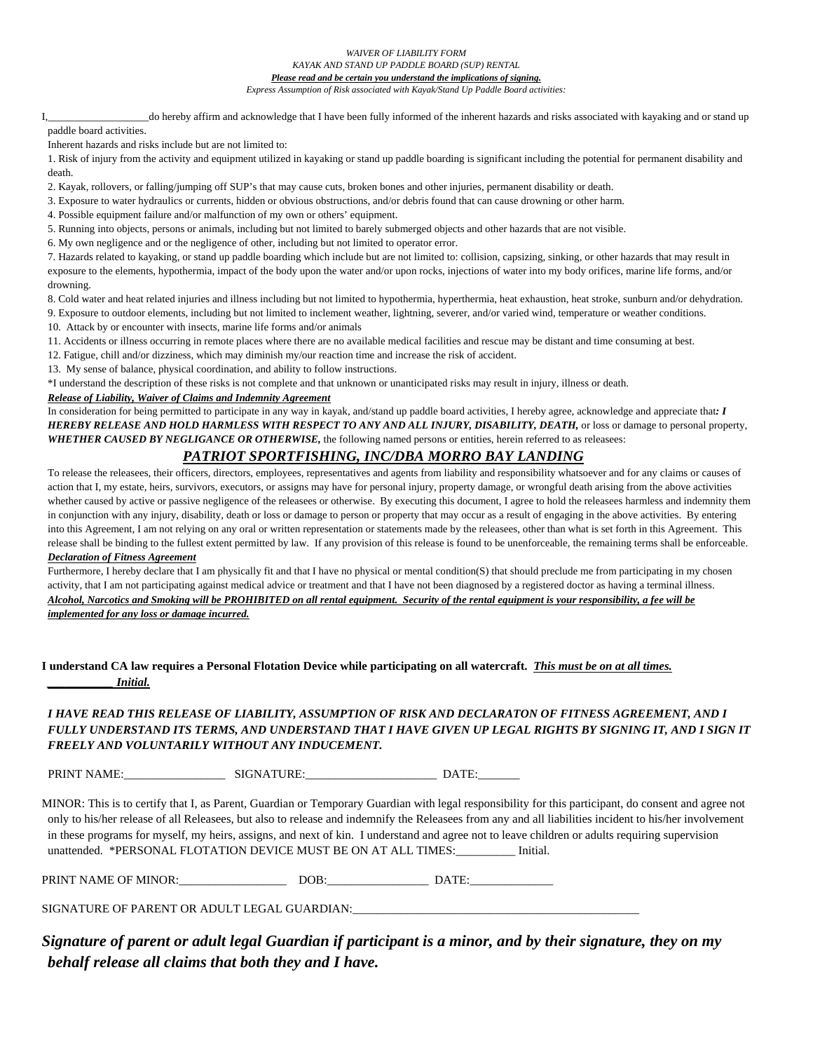*WAIVER OF LIABILITY FORM*

*KAYAK AND STAND UP PADDLE BOARD (SUP) RENTAL*

***Please read and be certain you understand the implications of signing.***

*Express Assumption of Risk associated with Kayak/Stand Up Paddle Board activities:*

I,__________________do hereby affirm and acknowledge that I have been fully informed of the inherent hazards and risks associated with kayaking and or stand up paddle board activities.

Inherent hazards and risks include but are not limited to:

1. Risk of injury from the activity and equipment utilized in kayaking or stand up paddle boarding is significant including the potential for permanent disability and death.
2. Kayak, rollovers, or falling/jumping off SUP's that may cause cuts, broken bones and other injuries, permanent disability or death.
3. Exposure to water hydraulics or currents, hidden or obvious obstructions, and/or debris found that can cause drowning or other harm.
4. Possible equipment failure and/or malfunction of my own or others' equipment.
5. Running into objects, persons or animals, including but not limited to barely submerged objects and other hazards that are not visible.
6. My own negligence and or the negligence of other, including but not limited to operator error.
7. Hazards related to kayaking, or stand up paddle boarding which include but are not limited to: collision, capsizing, sinking, or other hazards that may result in exposure to the elements, hypothermia, impact of the body upon the water and/or upon rocks, injections of water into my body orifices, marine life forms, and/or drowning.
8. Cold water and heat related injuries and illness including but not limited to hypothermia, hyperthermia, heat exhaustion, heat stroke, sunburn and/or dehydration.
9. Exposure to outdoor elements, including but not limited to inclement weather, lightning, severer, and/or varied wind, temperature or weather conditions.
10. Attack by or encounter with insects, marine life forms and/or animals
11. Accidents or illness occurring in remote places where there are no available medical facilities and rescue may be distant and time consuming at best.
12. Fatigue, chill and/or dizziness, which may diminish my/our reaction time and increase the risk of accident.
13. My sense of balance, physical coordination, and ability to follow instructions.

*I understand the description of these risks is not complete and that unknown or unanticipated risks may result in injury, illness or death.

***Release of Liability, Waiver of Claims and Indemnity Agreement***

In consideration for being permitted to participate in any way in kayak, and/stand up paddle board activities, I hereby agree, acknowledge and appreciate that***: I HEREBY RELEASE AND HOLD HARMLESS WITH RESPECT TO ANY AND ALL INJURY, DISABILITY, DEATH,*** or loss or damage to personal property, ***WHETHER CAUSED BY NEGLIGENCE OR OTHERWISE,*** the following named persons or entities, herein referred to as releasees:

## ***PATRIOT SPORTFISHING, INC/DBA MORRO BAY LANDING***

To release the releasees, their officers, directors, employees, representatives and agents from liability and responsibility whatsoever and for any claims or causes of action that I, my estate, heirs, survivors, executors, or assigns may have for personal injury, property damage, or wrongful death arising from the above activities whether caused by active or passive negligence of the releasees or otherwise. By executing this document, I agree to hold the releasees harmless and indemnity them in conjunction with any injury, disability, death or loss or damage to person or property that may occur as a result of engaging in the above activities. By entering into this Agreement, I am not relying on any oral or written representation or statements made by the releasees, other than what is set forth in this Agreement. This release shall be binding to the fullest extent permitted by law. If any provision of this release is found to be unenforceable, the remaining terms shall be enforceable.

***Declaration of Fitness Agreement***

Furthermore, I hereby declare that I am physically fit and that I have no physical or mental condition(S) that should preclude me from participating in my chosen activity, that I am not participating against medical advice or treatment and that I have not been diagnosed by a registered doctor as having a terminal illness.

***Alcohol, Narcotics and Smoking will be PROHIBITED on all rental equipment. Security of the rental equipment is your responsibility, a fee will be implemented for any loss or damage incurred.***

**I understand CA law requires a Personal Flotation Device while participating on all watercraft. *This must be on at all times.* __________ *Initial.***

***I HAVE READ THIS RELEASE OF LIABILITY, ASSUMPTION OF RISK AND DECLARATON OF FITNESS AGREEMENT, AND I FULLY UNDERSTAND ITS TERMS, AND UNDERSTAND THAT I HAVE GIVEN UP LEGAL RIGHTS BY SIGNING IT, AND I SIGN IT FREELY AND VOLUNTARILY WITHOUT ANY INDUCEMENT.***

PRINT NAME:_________________ SIGNATURE:______________________ DATE:_______

MINOR: This is to certify that I, as Parent, Guardian or Temporary Guardian with legal responsibility for this participant, do consent and agree not only to his/her release of all Releasees, but also to release and indemnify the Releasees from any and all liabilities incident to his/her involvement in these programs for myself, my heirs, assigns, and next of kin. I understand and agree not to leave children or adults requiring supervision unattended. *PERSONAL FLOTATION DEVICE MUST BE ON AT ALL TIMES:__________ Initial.

PRINT NAME OF MINOR:__________________ DOB:_________________ DATE:______________

SIGNATURE OF PARENT OR ADULT LEGAL GUARDIAN:_________________________________________________

***Signature of parent or adult legal Guardian if participant is a minor, and by their signature, they on my behalf release all claims that both they and I have.***